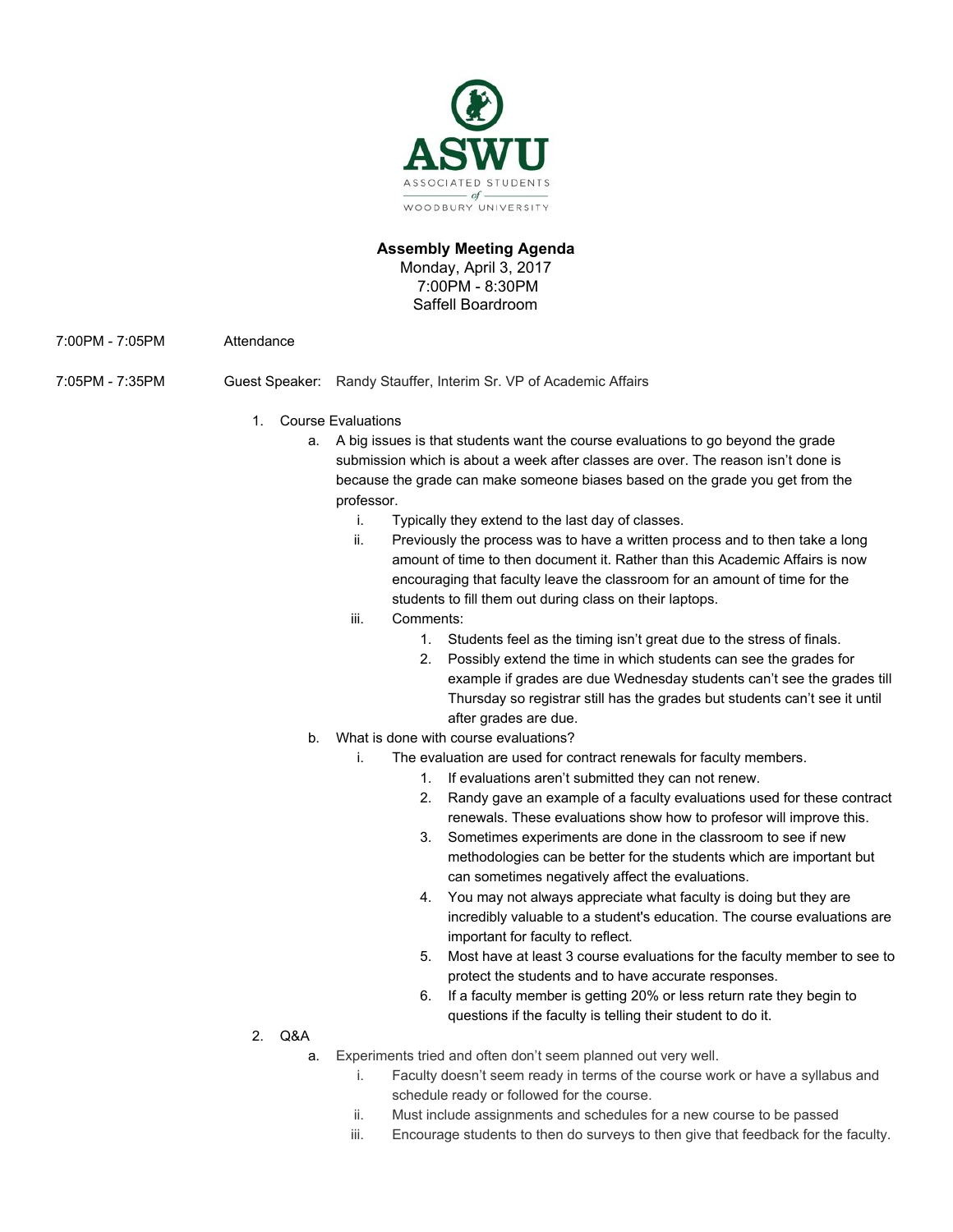ASWU

ASSOCIATED STUDENTS of WOODBURY UNIVERSITY

**Assembly Meeting Agenda**
Monday, April 3, 2017
7:00PM - 8:30PM
Saffell Boardroom

7:00PM - 7:05PM Attendance

7:05PM - 7:35PM Guest Speaker: Randy Stauffer, Interim Sr. VP of Academic Affairs

1. Course Evaluations
   a. A big issues is that students want the course evaluations to go beyond the grade submission which is about a week after classes are over. The reason isn't done is because the grade can make someone biases based on the grade you get from the professor.
      i. Typically they extend to the last day of classes.
      ii. Previously the process was to have a written process and to then take a long amount of time to then document it. Rather than this Academic Affairs is now encouraging that faculty leave the classroom for an amount of time for the students to fill them out during class on their laptops.
      iii. Comments:
         1. Students feel as the timing isn't great due to the stress of finals.
         2. Possibly extend the time in which students can see the grades for example if grades are due Wednesday students can't see the grades till Thursday so registrar still has the grades but students can't see it until after grades are due.
   b. What is done with course evaluations?
      i. The evaluation are used for contract renewals for faculty members.
         1. If evaluations aren't submitted they can not renew.
         2. Randy gave an example of a faculty evaluations used for these contract renewals. These evaluations show how to profesor will improve this.
         3. Sometimes experiments are done in the classroom to see if new methodologies can be better for the students which are important but can sometimes negatively affect the evaluations.
         4. You may not always appreciate what faculty is doing but they are incredibly valuable to a student's education. The course evaluations are important for faculty to reflect.
         5. Most have at least 3 course evaluations for the faculty member to see to protect the students and to have accurate responses.
         6. If a faculty member is getting 20% or less return rate they begin to questions if the faculty is telling their student to do it.
2. Q&A
   a. Experiments tried and often don't seem planned out very well.
      i. Faculty doesn't seem ready in terms of the course work or have a syllabus and schedule ready or followed for the course.
      ii. Must include assignments and schedules for a new course to be passed
      iii. Encourage students to then do surveys to then give that feedback for the faculty.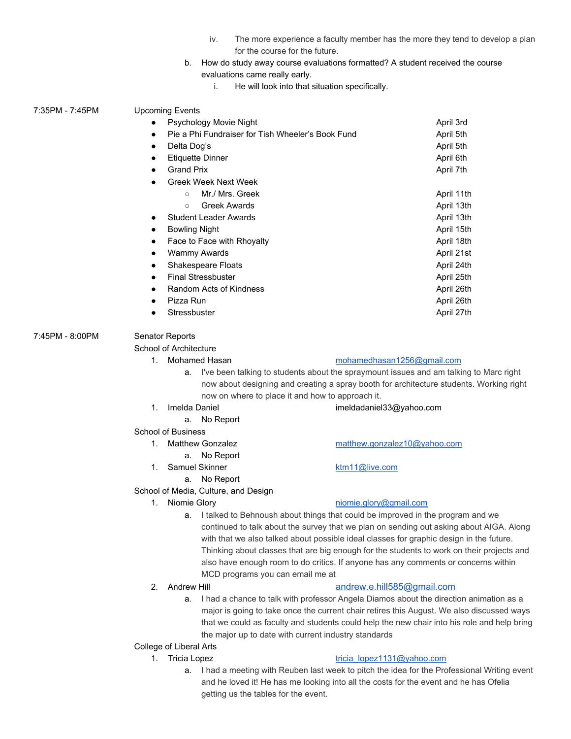iv. The more experience a faculty member has the more they tend to develop a plan for the course for the future.

b. How do study away course evaluations formatted? A student received the course evaluations came really early.

i. He will look into that situation specifically.

7:35PM - 7:45PM Upcoming Events

- Psychology Movie Night — April 3rd
- Pie a Phi Fundraiser for Tish Wheeler's Book Fund — April 5th
- Delta Dog's — April 5th
- Etiquette Dinner — April 6th
- Grand Prix — April 7th
- Greek Week Next Week
  - Mr./ Mrs. Greek — April 11th
  - Greek Awards — April 13th
- Student Leader Awards — April 13th
- Bowling Night — April 15th
- Face to Face with Rhoyalty — April 18th
- Wammy Awards — April 21st
- Shakespeare Floats — April 24th
- Final Stressbuster — April 25th
- Random Acts of Kindness — April 26th
- Pizza Run — April 26th
- Stressbuster — April 27th

7:45PM - 8:00PM Senator Reports

School of Architecture

1. Mohamed Hasan — mohamedhasan1256@gmail.com
   a. I've been talking to students about the spraymount issues and am talking to Marc right now about designing and creating a spray booth for architecture students. Working right now on where to place it and how to approach it.
1. Imelda Daniel — imeldadaniel33@yahoo.com
   a. No Report

School of Business

1. Matthew Gonzalez — matthew.gonzalez10@yahoo.com
   a. No Report
1. Samuel Skinner — ktm11@live.com
   a. No Report

School of Media, Culture, and Design

1. Niomie Glory — niomie.glory@gmail.com
   a. I talked to Behnoush about things that could be improved in the program and we continued to talk about the survey that we plan on sending out asking about AIGA. Along with that we also talked about possible ideal classes for graphic design in the future. Thinking about classes that are big enough for the students to work on their projects and also have enough room to do critics. If anyone has any comments or concerns within MCD programs you can email me at
2. Andrew Hill — andrew.e.hill585@gmail.com
   a. I had a chance to talk with professor Angela Diamos about the direction animation as a major is going to take once the current chair retires this August. We also discussed ways that we could as faculty and students could help the new chair into his role and help bring the major up to date with current industry standards

College of Liberal Arts

1. Tricia Lopez — tricia_lopez1131@yahoo.com
   a. I had a meeting with Reuben last week to pitch the idea for the Professional Writing event and he loved it! He has me looking into all the costs for the event and he has Ofelia getting us the tables for the event.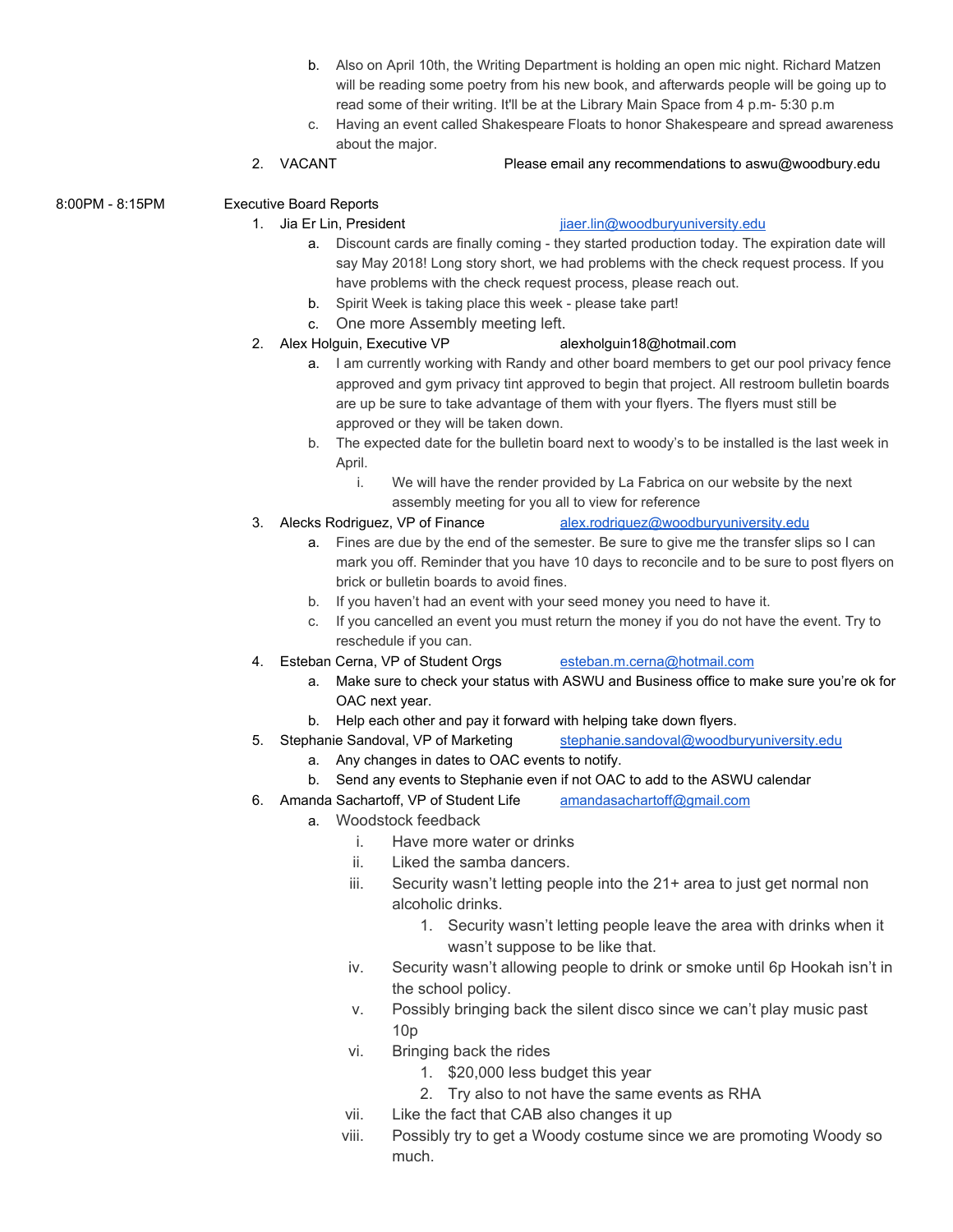b. Also on April 10th, the Writing Department is holding an open mic night. Richard Matzen will be reading some poetry from his new book, and afterwards people will be going up to read some of their writing. It'll be at the Library Main Space from 4 p.m- 5:30 p.m
   c. Having an event called Shakespeare Floats to honor Shakespeare and spread awareness about the major.

2. VACANT — Please email any recommendations to aswu@woodbury.edu

**8:00PM - 8:15PM** — Executive Board Reports

1. Jia Er Lin, President — jiaer.lin@woodburyuniversity.edu
   a. Discount cards are finally coming - they started production today. The expiration date will say May 2018! Long story short, we had problems with the check request process. If you have problems with the check request process, please reach out.
   b. Spirit Week is taking place this week - please take part!
   c. One more Assembly meeting left.
2. Alex Holguin, Executive VP — alexholguin18@hotmail.com
   a. I am currently working with Randy and other board members to get our pool privacy fence approved and gym privacy tint approved to begin that project. All restroom bulletin boards are up be sure to take advantage of them with your flyers. The flyers must still be approved or they will be taken down.
   b. The expected date for the bulletin board next to woody's to be installed is the last week in April.
      i. We will have the render provided by La Fabrica on our website by the next assembly meeting for you all to view for reference
3. Alecks Rodriguez, VP of Finance — alex.rodriguez@woodburyuniversity.edu
   a. Fines are due by the end of the semester. Be sure to give me the transfer slips so I can mark you off. Reminder that you have 10 days to reconcile and to be sure to post flyers on brick or bulletin boards to avoid fines.
   b. If you haven't had an event with your seed money you need to have it.
   c. If you cancelled an event you must return the money if you do not have the event. Try to reschedule if you can.
4. Esteban Cerna, VP of Student Orgs — esteban.m.cerna@hotmail.com
   a. Make sure to check your status with ASWU and Business office to make sure you're ok for OAC next year.
   b. Help each other and pay it forward with helping take down flyers.
5. Stephanie Sandoval, VP of Marketing — stephanie.sandoval@woodburyuniversity.edu
   a. Any changes in dates to OAC events to notify.
   b. Send any events to Stephanie even if not OAC to add to the ASWU calendar
6. Amanda Sachartoff, VP of Student Life — amandasachartoff@gmail.com
   a. Woodstock feedback
      i. Have more water or drinks
      ii. Liked the samba dancers.
      iii. Security wasn't letting people into the 21+ area to just get normal non alcoholic drinks.
         1. Security wasn't letting people leave the area with drinks when it wasn't suppose to be like that.
      iv. Security wasn't allowing people to drink or smoke until 6p Hookah isn't in the school policy.
      v. Possibly bringing back the silent disco since we can't play music past 10p
      vi. Bringing back the rides
         1. $20,000 less budget this year
         2. Try also to not have the same events as RHA
      vii. Like the fact that CAB also changes it up
      viii. Possibly try to get a Woody costume since we are promoting Woody so much.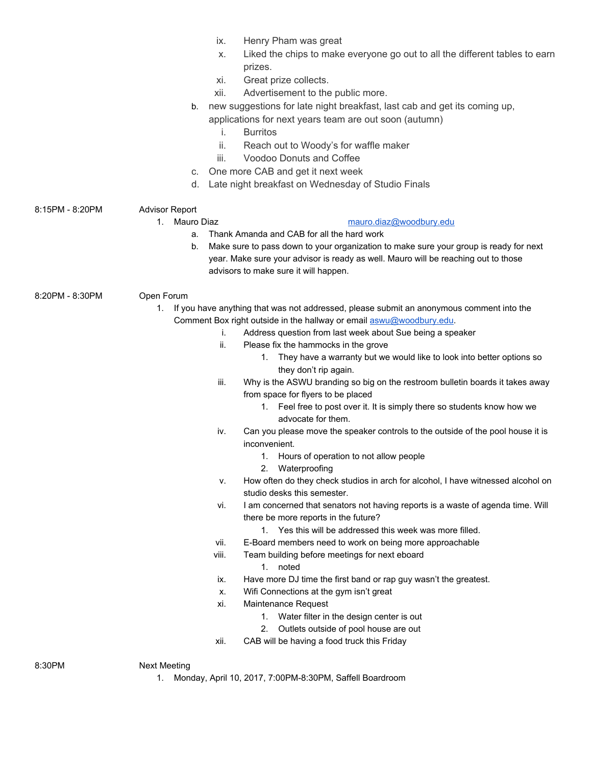ix. Henry Pham was great
x. Liked the chips to make everyone go out to all the different tables to earn prizes.
xi. Great prize collects.
xii. Advertisement to the public more.

b. new suggestions for late night breakfast, last cab and get its coming up, applications for next years team are out soon (autumn)
   i. Burritos
   ii. Reach out to Woody's for waffle maker
   iii. Voodoo Donuts and Coffee

c. One more CAB and get it next week

d. Late night breakfast on Wednesday of Studio Finals

8:15PM - 8:20PM Advisor Report

1. Mauro Diaz mauro.diaz@woodbury.edu
   a. Thank Amanda and CAB for all the hard work
   b. Make sure to pass down to your organization to make sure your group is ready for next year. Make sure your advisor is ready as well. Mauro will be reaching out to those advisors to make sure it will happen.

8:20PM - 8:30PM Open Forum

1. If you have anything that was not addressed, please submit an anonymous comment into the Comment Box right outside in the hallway or email aswu@woodbury.edu.
   i. Address question from last week about Sue being a speaker
   ii. Please fix the hammocks in the grove
      1. They have a warranty but we would like to look into better options so they don't rip again.
   iii. Why is the ASWU branding so big on the restroom bulletin boards it takes away from space for flyers to be placed
      1. Feel free to post over it. It is simply there so students know how we advocate for them.
   iv. Can you please move the speaker controls to the outside of the pool house it is inconvenient.
      1. Hours of operation to not allow people
      2. Waterproofing
   v. How often do they check studios in arch for alcohol, I have witnessed alcohol on studio desks this semester.
   vi. I am concerned that senators not having reports is a waste of agenda time. Will there be more reports in the future?
      1. Yes this will be addressed this week was more filled.
   vii. E-Board members need to work on being more approachable
   viii. Team building before meetings for next eboard
      1. noted
   ix. Have more DJ time the first band or rap guy wasn't the greatest.
   x. Wifi Connections at the gym isn't great
   xi. Maintenance Request
      1. Water filter in the design center is out
      2. Outlets outside of pool house are out
   xii. CAB will be having a food truck this Friday

8:30PM Next Meeting

1. Monday, April 10, 2017, 7:00PM-8:30PM, Saffell Boardroom